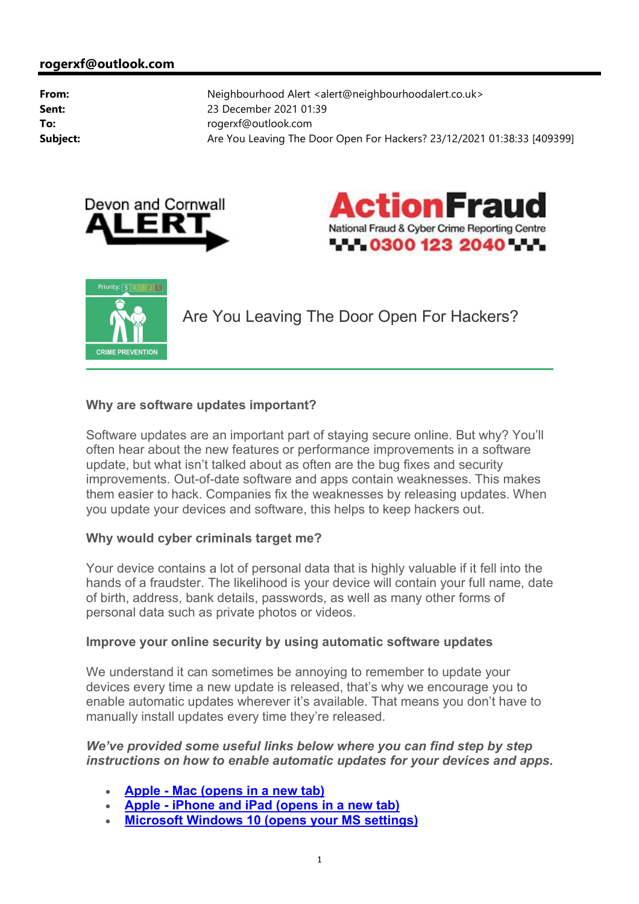**rogerxf@outlook.com**

| | |
|---|---|
| **From:** | Neighbourhood Alert <alert@neighbourhoodalert.co.uk> |
| **Sent:** | 23 December 2021 01:39 |
| **To:** | rogerxf@outlook.com |
| **Subject:** | Are You Leaving The Door Open For Hackers? 23/12/2021 01:38:33 [409399] |

Devon and Cornwall ALERT

ActionFraud
National Fraud & Cyber Crime Reporting Centre
0300 123 2040

Priority: 5 4 3 2 1

CRIME PREVENTION

# Are You Leaving The Door Open For Hackers?

**Why are software updates important?**

Software updates are an important part of staying secure online. But why? You'll often hear about the new features or performance improvements in a software update, but what isn't talked about as often are the bug fixes and security improvements. Out-of-date software and apps contain weaknesses. This makes them easier to hack. Companies fix the weaknesses by releasing updates. When you update your devices and software, this helps to keep hackers out.

**Why would cyber criminals target me?**

Your device contains a lot of personal data that is highly valuable if it fell into the hands of a fraudster. The likelihood is your device will contain your full name, date of birth, address, bank details, passwords, as well as many other forms of personal data such as private photos or videos.

**Improve your online security by using automatic software updates**

We understand it can sometimes be annoying to remember to update your devices every time a new update is released, that's why we encourage you to enable automatic updates wherever it's available. That means you don't have to manually install updates every time they're released.

***We've provided some useful links below where you can find step by step instructions on how to enable automatic updates for your devices and apps.***

- **Apple - Mac (opens in a new tab)**
- **Apple - iPhone and iPad (opens in a new tab)**
- **Microsoft Windows 10 (opens your MS settings)**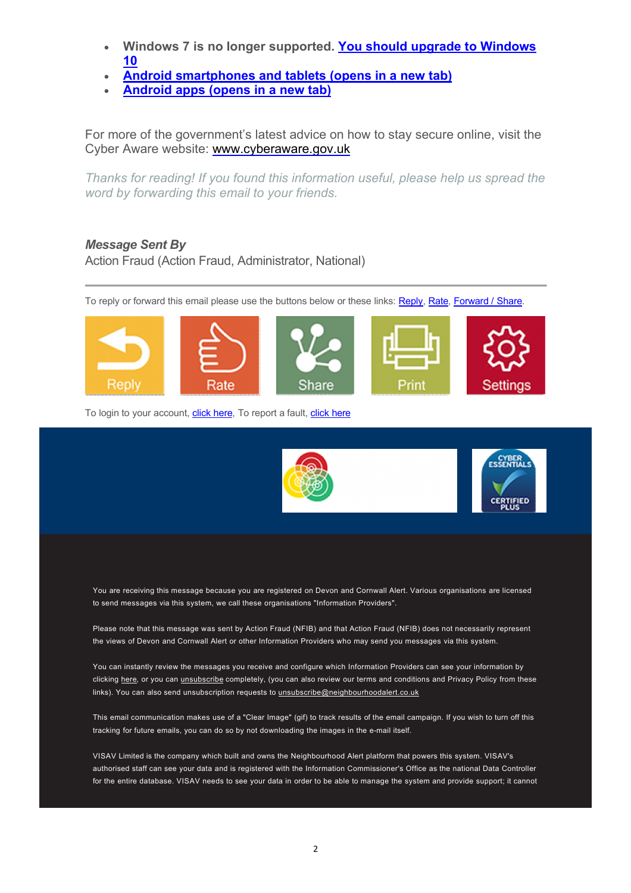- **Windows 7 is no longer supported. [You should upgrade to Windows 10]()**
- **[Android smartphones and tablets (opens in a new tab)]()**
- **[Android apps (opens in a new tab)]()**

For more of the government's latest advice on how to stay secure online, visit the Cyber Aware website: www.cyberaware.gov.uk

*Thanks for reading! If you found this information useful, please help us spread the word by forwarding this email to your friends.*

***Message Sent By***
Action Fraud (Action Fraud, Administrator, National)

---

To reply or forward this email please use the buttons below or these links: Reply, Rate, Forward / Share.

Reply Rate Share Print Settings

To login to your account, click here, To report a fault, click here

You are receiving this message because you are registered on Devon and Cornwall Alert. Various organisations are licensed to send messages via this system, we call these organisations "Information Providers".

Please note that this message was sent by Action Fraud (NFIB) and that Action Fraud (NFIB) does not necessarily represent the views of Devon and Cornwall Alert or other Information Providers who may send you messages via this system.

You can instantly review the messages you receive and configure which Information Providers can see your information by clicking here, or you can unsubscribe completely, (you can also review our terms and conditions and Privacy Policy from these links). You can also send unsubscription requests to unsubscribe@neighbourhoodalert.co.uk

This email communication makes use of a "Clear Image" (gif) to track results of the email campaign. If you wish to turn off this tracking for future emails, you can do so by not downloading the images in the e-mail itself.

VISAV Limited is the company which built and owns the Neighbourhood Alert platform that powers this system. VISAV's authorised staff can see your data and is registered with the Information Commissioner's Office as the national Data Controller for the entire database. VISAV needs to see your data in order to be able to manage the system and provide support; it cannot